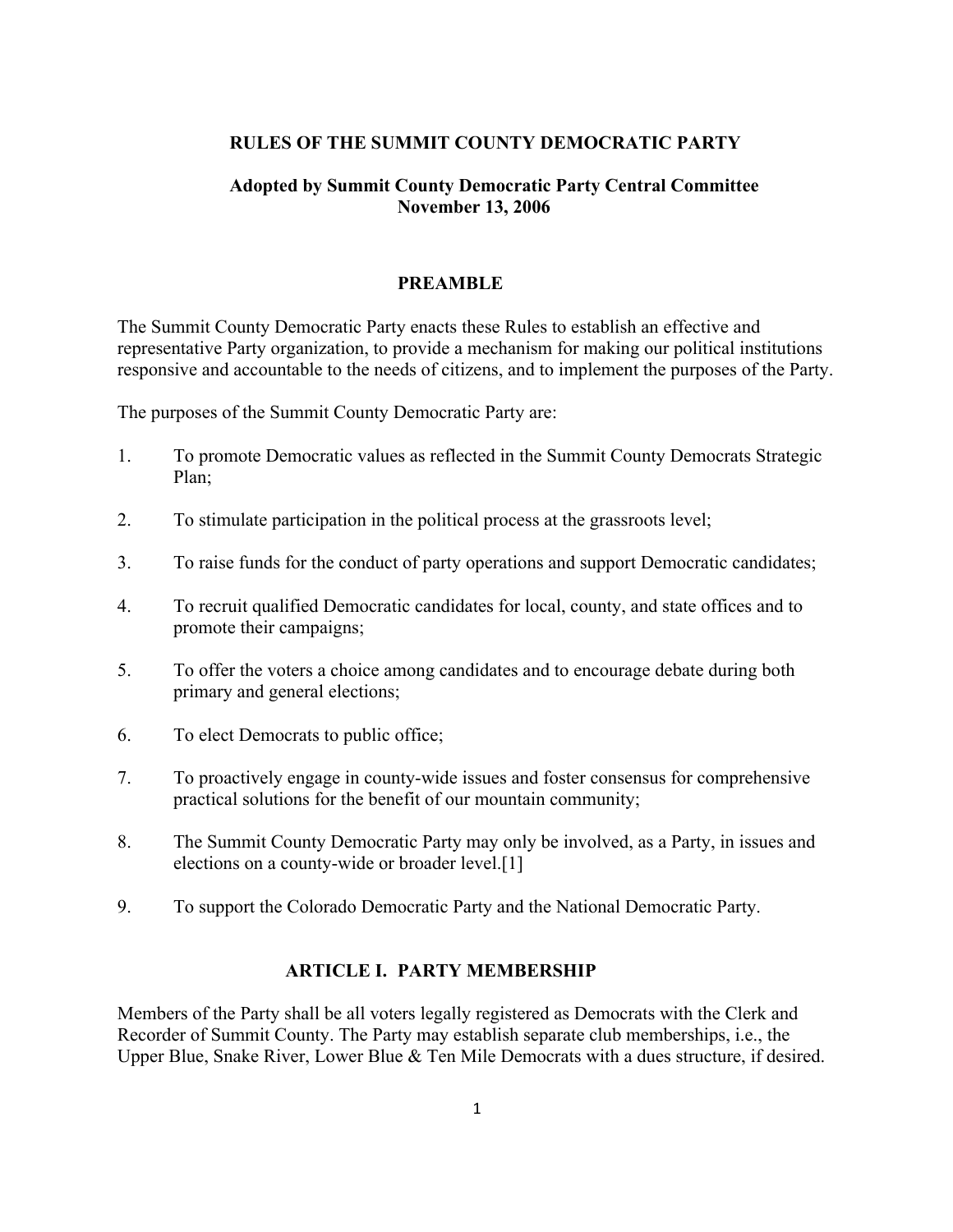# RULES OF THE SUMMIT COUNTY DEMOCRATIC PARTY

**Adopted by Summit County Democratic Party Central Committee November 13, 2006**

## PREAMBLE

The Summit County Democratic Party enacts these Rules to establish an effective and representative Party organization, to provide a mechanism for making our political institutions responsive and accountable to the needs of citizens, and to implement the purposes of the Party.

The purposes of the Summit County Democratic Party are:

1. To promote Democratic values as reflected in the Summit County Democrats Strategic Plan;
2. To stimulate participation in the political process at the grassroots level;
3. To raise funds for the conduct of party operations and support Democratic candidates;
4. To recruit qualified Democratic candidates for local, county, and state offices and to promote their campaigns;
5. To offer the voters a choice among candidates and to encourage debate during both primary and general elections;
6. To elect Democrats to public office;
7. To proactively engage in county-wide issues and foster consensus for comprehensive practical solutions for the benefit of our mountain community;
8. The Summit County Democratic Party may only be involved, as a Party, in issues and elections on a county-wide or broader level.[1]
9. To support the Colorado Democratic Party and the National Democratic Party.

## ARTICLE I. PARTY MEMBERSHIP

Members of the Party shall be all voters legally registered as Democrats with the Clerk and Recorder of Summit County. The Party may establish separate club memberships, i.e., the Upper Blue, Snake River, Lower Blue & Ten Mile Democrats with a dues structure, if desired.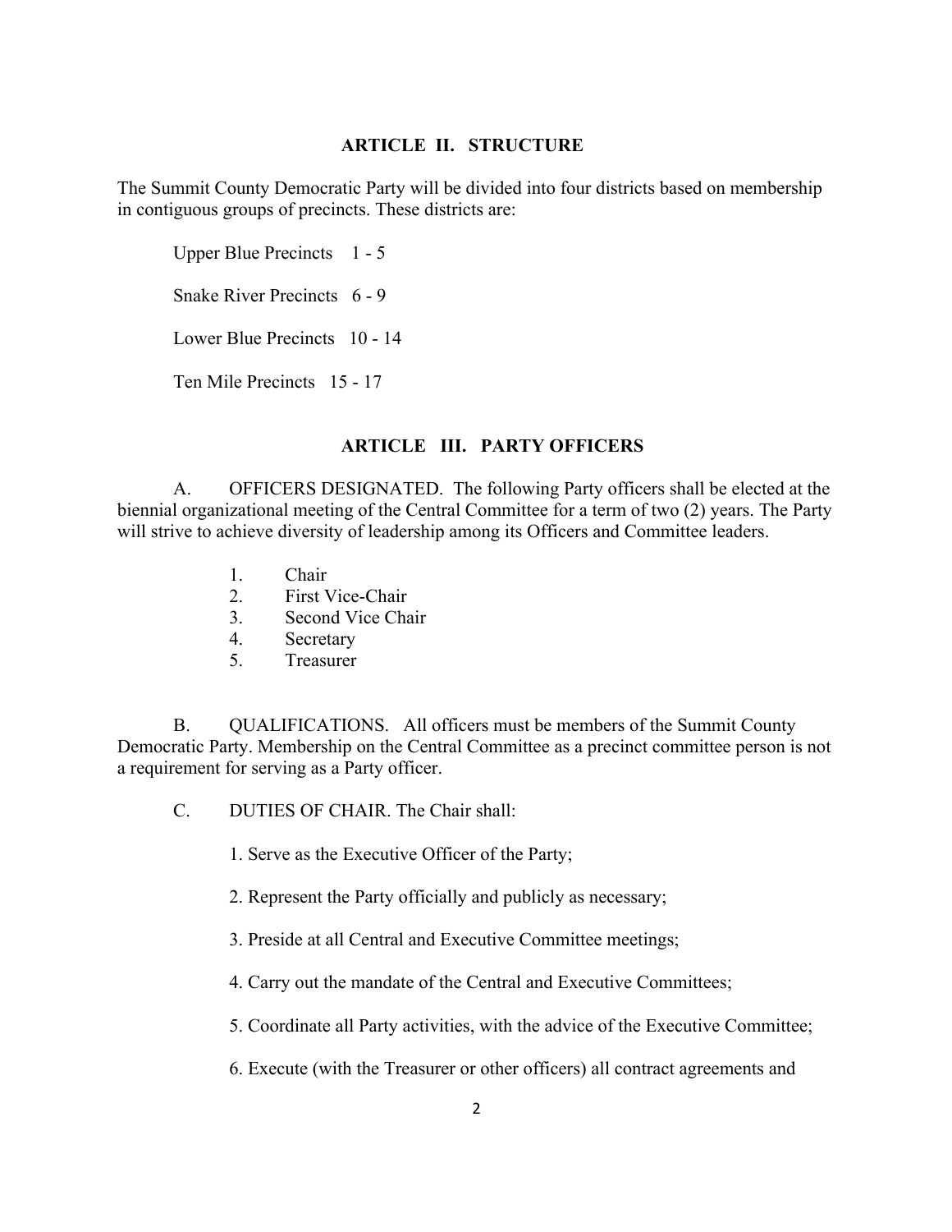## ARTICLE II. STRUCTURE

The Summit County Democratic Party will be divided into four districts based on membership in contiguous groups of precincts. These districts are:

Upper Blue Precincts 1 - 5

Snake River Precincts 6 - 9

Lower Blue Precincts 10 - 14

Ten Mile Precincts 15 - 17

## ARTICLE III. PARTY OFFICERS

A. OFFICERS DESIGNATED. The following Party officers shall be elected at the biennial organizational meeting of the Central Committee for a term of two (2) years. The Party will strive to achieve diversity of leadership among its Officers and Committee leaders.

1. Chair
2. First Vice-Chair
3. Second Vice Chair
4. Secretary
5. Treasurer

B. QUALIFICATIONS. All officers must be members of the Summit County Democratic Party. Membership on the Central Committee as a precinct committee person is not a requirement for serving as a Party officer.

C. DUTIES OF CHAIR. The Chair shall:

1. Serve as the Executive Officer of the Party;

2. Represent the Party officially and publicly as necessary;

3. Preside at all Central and Executive Committee meetings;

4. Carry out the mandate of the Central and Executive Committees;

5. Coordinate all Party activities, with the advice of the Executive Committee;

6. Execute (with the Treasurer or other officers) all contract agreements and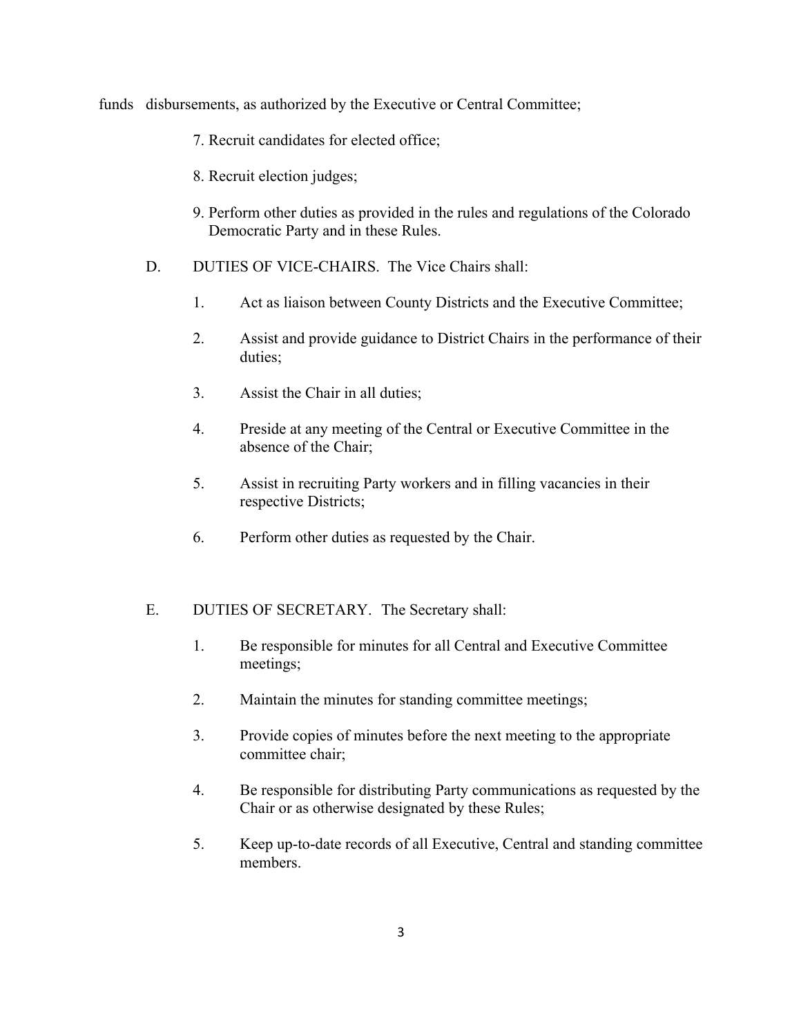funds disbursements, as authorized by the Executive or Central Committee;

7. Recruit candidates for elected office;

8. Recruit election judges;

9. Perform other duties as provided in the rules and regulations of the Colorado Democratic Party and in these Rules.

D. DUTIES OF VICE-CHAIRS. The Vice Chairs shall:

1. Act as liaison between County Districts and the Executive Committee;

2. Assist and provide guidance to District Chairs in the performance of their duties;

3. Assist the Chair in all duties;

4. Preside at any meeting of the Central or Executive Committee in the absence of the Chair;

5. Assist in recruiting Party workers and in filling vacancies in their respective Districts;

6. Perform other duties as requested by the Chair.

E. DUTIES OF SECRETARY. The Secretary shall:

1. Be responsible for minutes for all Central and Executive Committee meetings;

2. Maintain the minutes for standing committee meetings;

3. Provide copies of minutes before the next meeting to the appropriate committee chair;

4. Be responsible for distributing Party communications as requested by the Chair or as otherwise designated by these Rules;

5. Keep up-to-date records of all Executive, Central and standing committee members.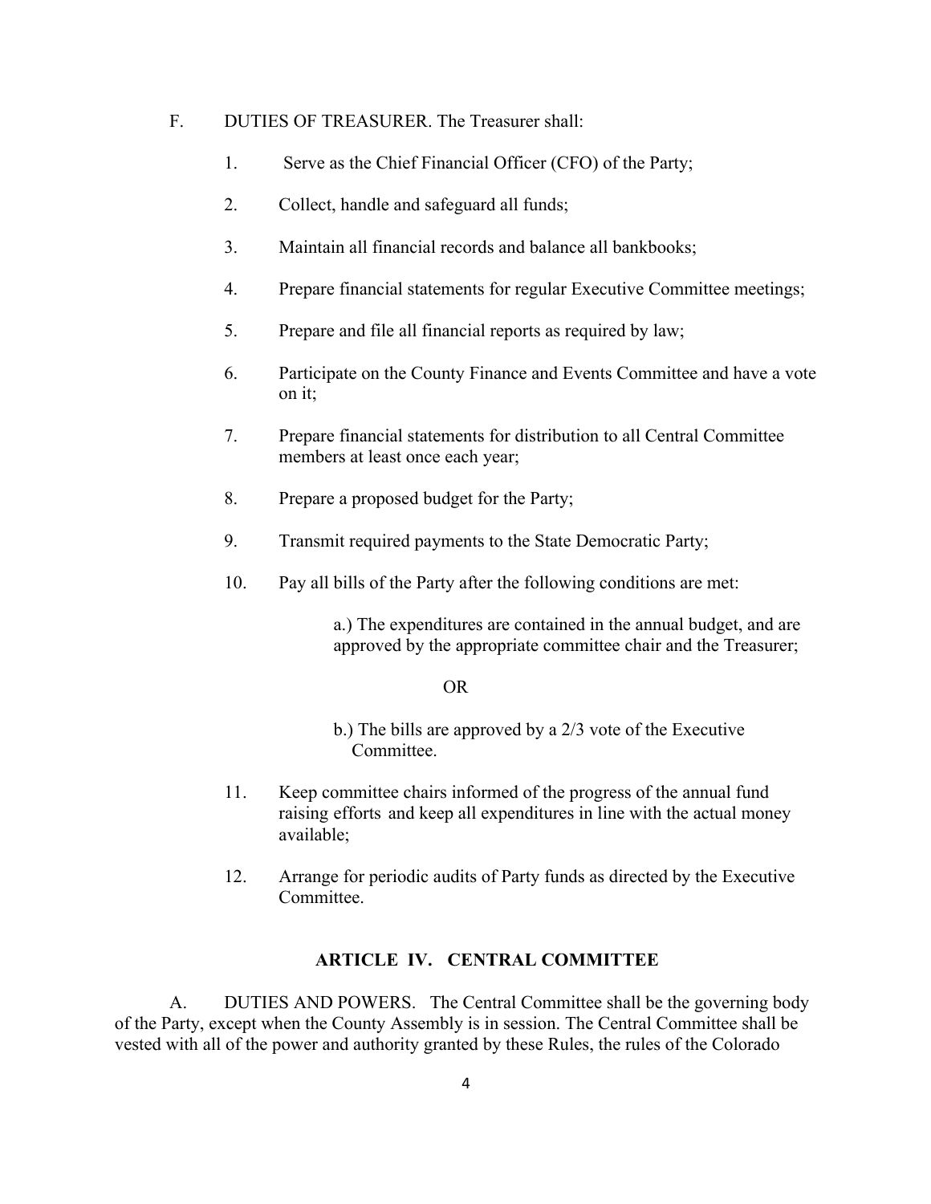F. DUTIES OF TREASURER. The Treasurer shall:

1. Serve as the Chief Financial Officer (CFO) of the Party;
2. Collect, handle and safeguard all funds;
3. Maintain all financial records and balance all bankbooks;
4. Prepare financial statements for regular Executive Committee meetings;
5. Prepare and file all financial reports as required by law;
6. Participate on the County Finance and Events Committee and have a vote on it;
7. Prepare financial statements for distribution to all Central Committee members at least once each year;
8. Prepare a proposed budget for the Party;
9. Transmit required payments to the State Democratic Party;
10. Pay all bills of the Party after the following conditions are met:

    a.) The expenditures are contained in the annual budget, and are approved by the appropriate committee chair and the Treasurer;

    OR

    b.) The bills are approved by a 2/3 vote of the Executive Committee.

11. Keep committee chairs informed of the progress of the annual fund raising efforts and keep all expenditures in line with the actual money available;
12. Arrange for periodic audits of Party funds as directed by the Executive Committee.

## ARTICLE IV. CENTRAL COMMITTEE

A. DUTIES AND POWERS. The Central Committee shall be the governing body of the Party, except when the County Assembly is in session. The Central Committee shall be vested with all of the power and authority granted by these Rules, the rules of the Colorado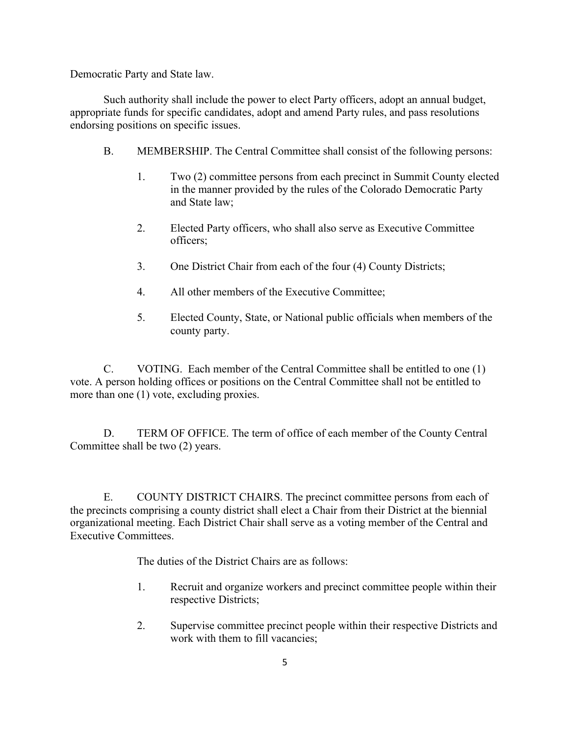Democratic Party and State law.

Such authority shall include the power to elect Party officers, adopt an annual budget, appropriate funds for specific candidates, adopt and amend Party rules, and pass resolutions endorsing positions on specific issues.

B. MEMBERSHIP. The Central Committee shall consist of the following persons:

1. Two (2) committee persons from each precinct in Summit County elected in the manner provided by the rules of the Colorado Democratic Party and State law;

2. Elected Party officers, who shall also serve as Executive Committee officers;

3. One District Chair from each of the four (4) County Districts;

4. All other members of the Executive Committee;

5. Elected County, State, or National public officials when members of the county party.

C. VOTING. Each member of the Central Committee shall be entitled to one (1) vote. A person holding offices or positions on the Central Committee shall not be entitled to more than one (1) vote, excluding proxies.

D. TERM OF OFFICE. The term of office of each member of the County Central Committee shall be two (2) years.

E. COUNTY DISTRICT CHAIRS. The precinct committee persons from each of the precincts comprising a county district shall elect a Chair from their District at the biennial organizational meeting. Each District Chair shall serve as a voting member of the Central and Executive Committees.

The duties of the District Chairs are as follows:

1. Recruit and organize workers and precinct committee people within their respective Districts;

2. Supervise committee precinct people within their respective Districts and work with them to fill vacancies;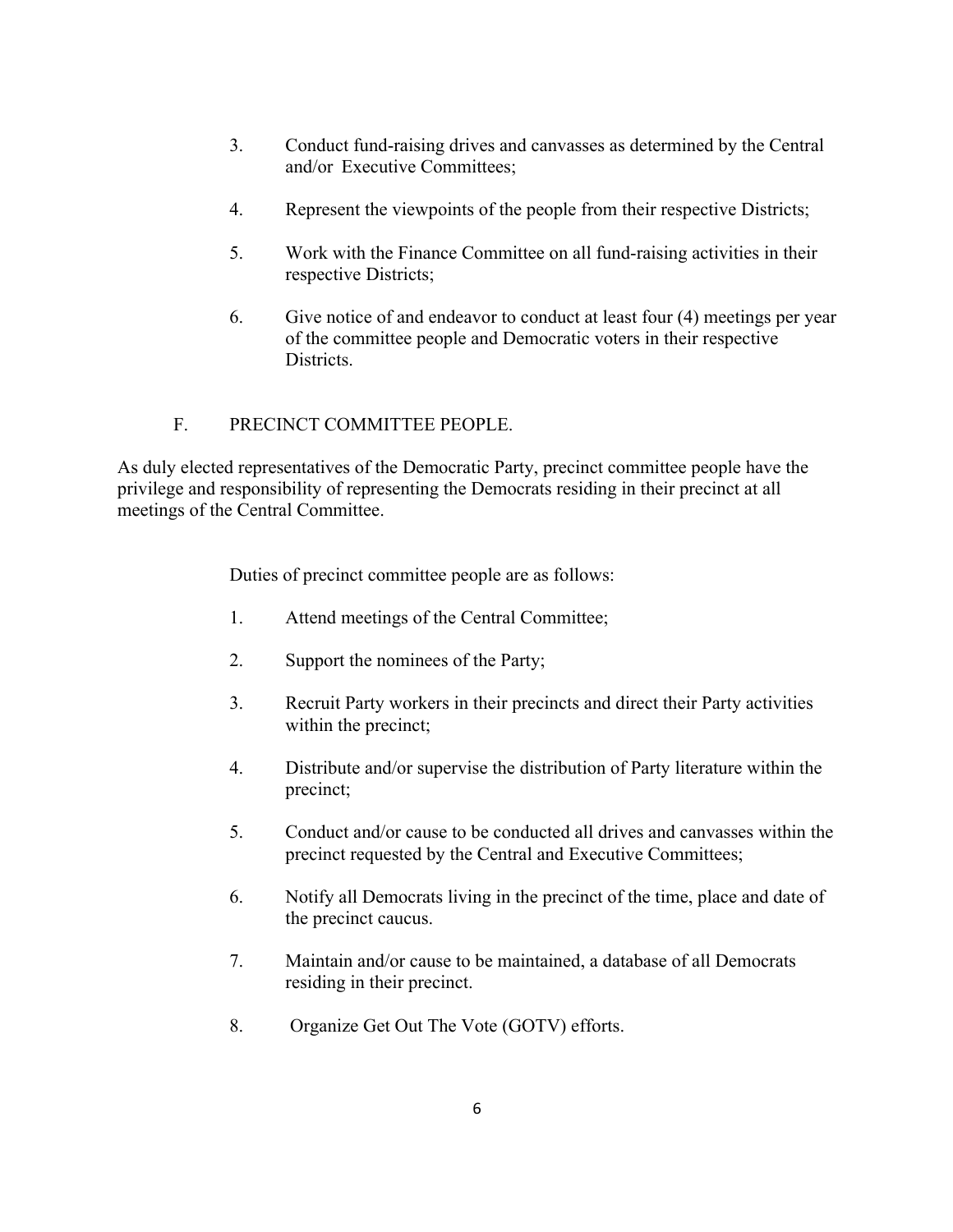3. Conduct fund-raising drives and canvasses as determined by the Central and/or Executive Committees;

4. Represent the viewpoints of the people from their respective Districts;

5. Work with the Finance Committee on all fund-raising activities in their respective Districts;

6. Give notice of and endeavor to conduct at least four (4) meetings per year of the committee people and Democratic voters in their respective Districts.

## F. PRECINCT COMMITTEE PEOPLE.

As duly elected representatives of the Democratic Party, precinct committee people have the privilege and responsibility of representing the Democrats residing in their precinct at all meetings of the Central Committee.

Duties of precinct committee people are as follows:

1. Attend meetings of the Central Committee;

2. Support the nominees of the Party;

3. Recruit Party workers in their precincts and direct their Party activities within the precinct;

4. Distribute and/or supervise the distribution of Party literature within the precinct;

5. Conduct and/or cause to be conducted all drives and canvasses within the precinct requested by the Central and Executive Committees;

6. Notify all Democrats living in the precinct of the time, place and date of the precinct caucus.

7. Maintain and/or cause to be maintained, a database of all Democrats residing in their precinct.

8. Organize Get Out The Vote (GOTV) efforts.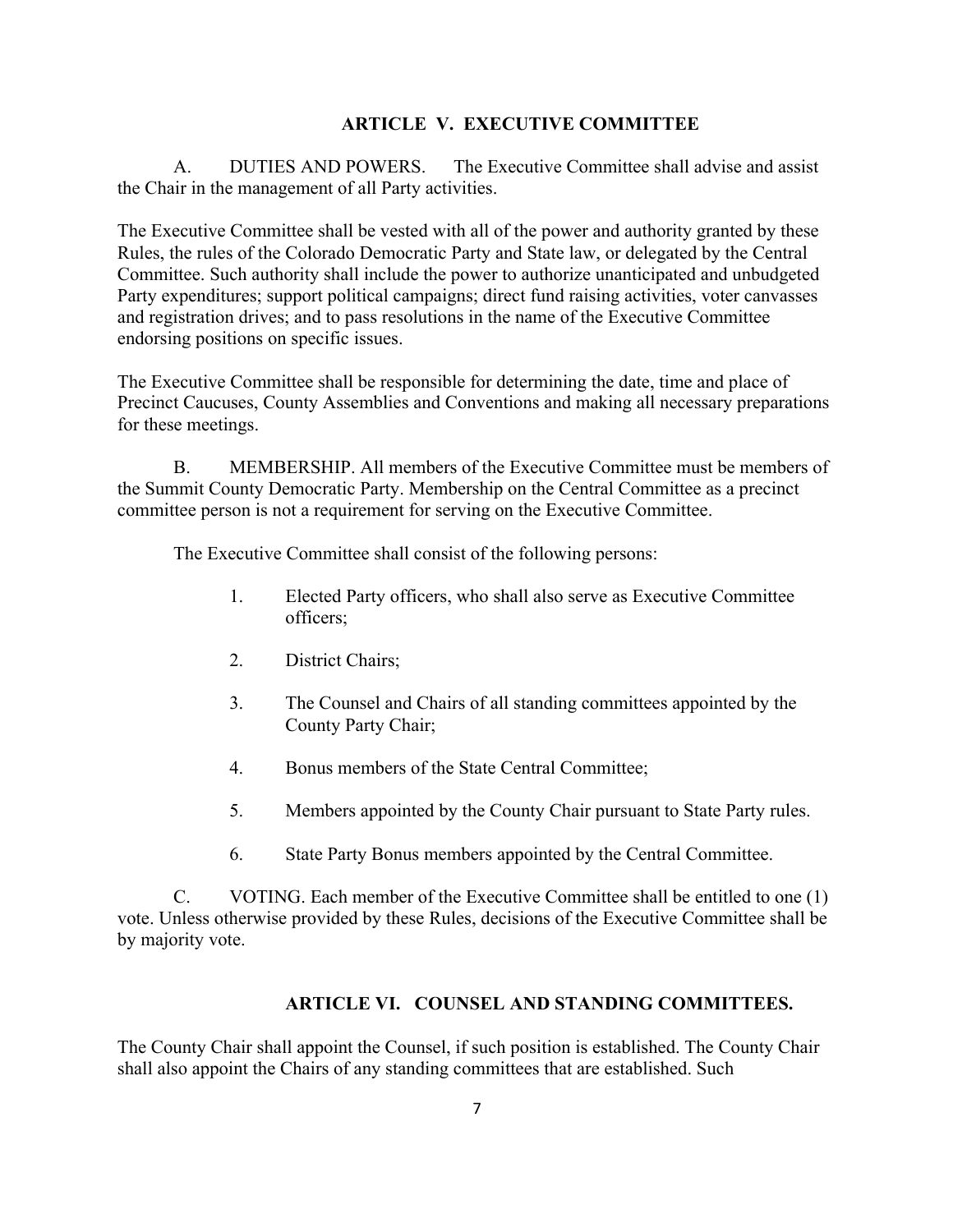## ARTICLE V. EXECUTIVE COMMITTEE

A. DUTIES AND POWERS. The Executive Committee shall advise and assist the Chair in the management of all Party activities.

The Executive Committee shall be vested with all of the power and authority granted by these Rules, the rules of the Colorado Democratic Party and State law, or delegated by the Central Committee. Such authority shall include the power to authorize unanticipated and unbudgeted Party expenditures; support political campaigns; direct fund raising activities, voter canvasses and registration drives; and to pass resolutions in the name of the Executive Committee endorsing positions on specific issues.

The Executive Committee shall be responsible for determining the date, time and place of Precinct Caucuses, County Assemblies and Conventions and making all necessary preparations for these meetings.

B. MEMBERSHIP. All members of the Executive Committee must be members of the Summit County Democratic Party. Membership on the Central Committee as a precinct committee person is not a requirement for serving on the Executive Committee.

The Executive Committee shall consist of the following persons:

1. Elected Party officers, who shall also serve as Executive Committee officers;
2. District Chairs;
3. The Counsel and Chairs of all standing committees appointed by the County Party Chair;
4. Bonus members of the State Central Committee;
5. Members appointed by the County Chair pursuant to State Party rules.
6. State Party Bonus members appointed by the Central Committee.

C. VOTING. Each member of the Executive Committee shall be entitled to one (1) vote. Unless otherwise provided by these Rules, decisions of the Executive Committee shall be by majority vote.

## ARTICLE VI. COUNSEL AND STANDING COMMITTEES.

The County Chair shall appoint the Counsel, if such position is established. The County Chair shall also appoint the Chairs of any standing committees that are established. Such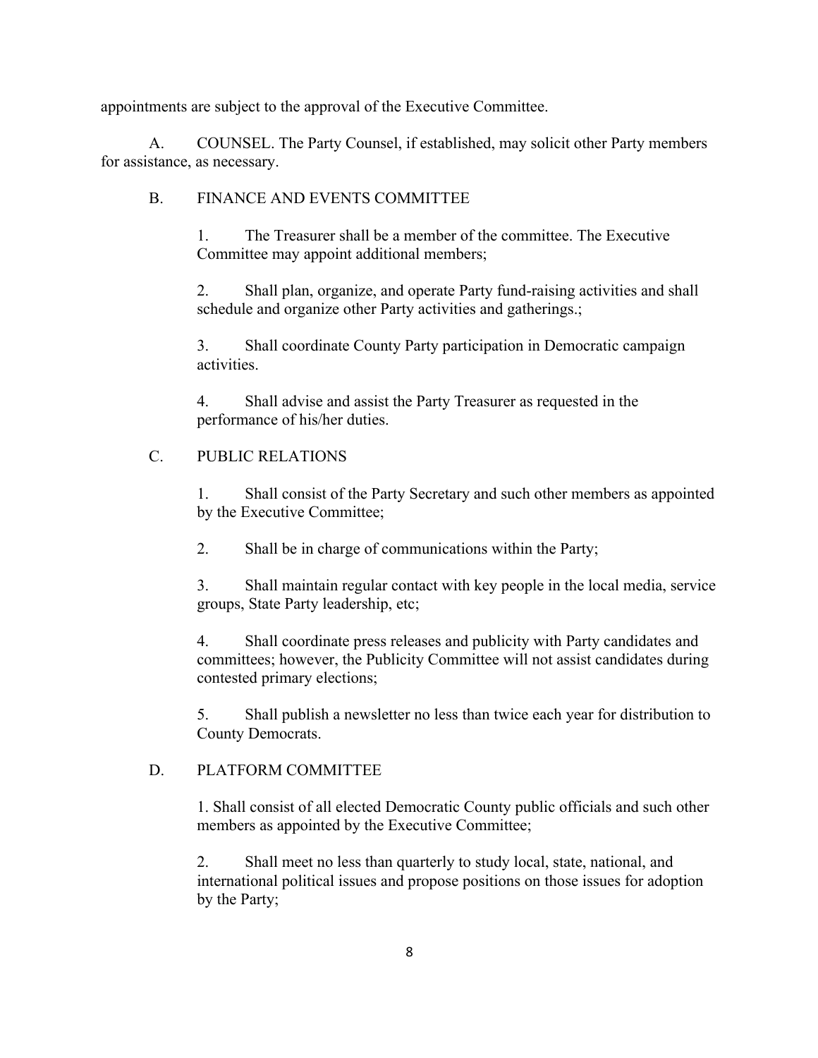appointments are subject to the approval of the Executive Committee.

A. COUNSEL. The Party Counsel, if established, may solicit other Party members for assistance, as necessary.

B. FINANCE AND EVENTS COMMITTEE

1. The Treasurer shall be a member of the committee. The Executive Committee may appoint additional members;

2. Shall plan, organize, and operate Party fund-raising activities and shall schedule and organize other Party activities and gatherings.;

3. Shall coordinate County Party participation in Democratic campaign activities.

4. Shall advise and assist the Party Treasurer as requested in the performance of his/her duties.

C. PUBLIC RELATIONS

1. Shall consist of the Party Secretary and such other members as appointed by the Executive Committee;

2. Shall be in charge of communications within the Party;

3. Shall maintain regular contact with key people in the local media, service groups, State Party leadership, etc;

4. Shall coordinate press releases and publicity with Party candidates and committees; however, the Publicity Committee will not assist candidates during contested primary elections;

5. Shall publish a newsletter no less than twice each year for distribution to County Democrats.

D. PLATFORM COMMITTEE

1. Shall consist of all elected Democratic County public officials and such other members as appointed by the Executive Committee;

2. Shall meet no less than quarterly to study local, state, national, and international political issues and propose positions on those issues for adoption by the Party;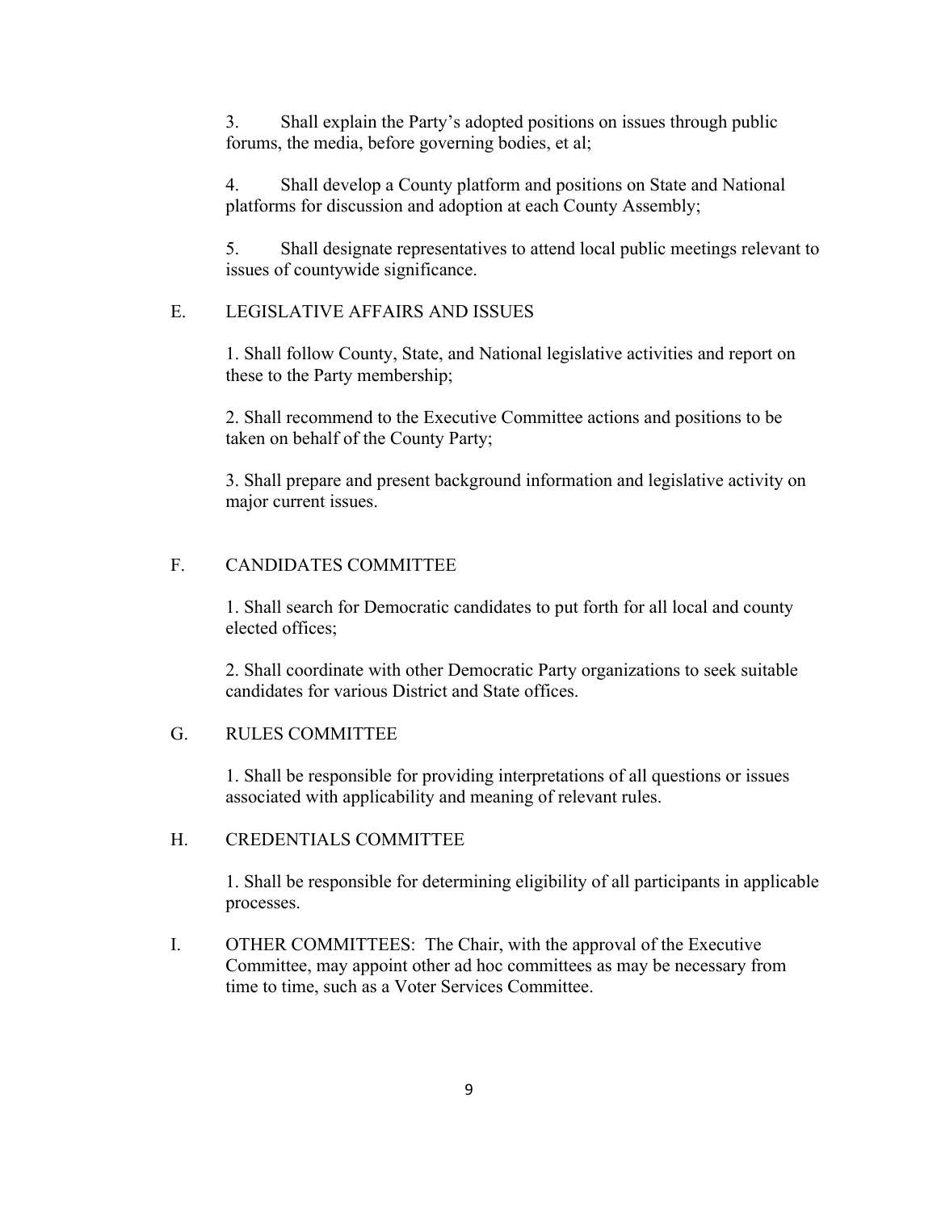3. Shall explain the Party's adopted positions on issues through public forums, the media, before governing bodies, et al;

4. Shall develop a County platform and positions on State and National platforms for discussion and adoption at each County Assembly;

5. Shall designate representatives to attend local public meetings relevant to issues of countywide significance.

E. LEGISLATIVE AFFAIRS AND ISSUES

1. Shall follow County, State, and National legislative activities and report on these to the Party membership;

2. Shall recommend to the Executive Committee actions and positions to be taken on behalf of the County Party;

3. Shall prepare and present background information and legislative activity on major current issues.

F. CANDIDATES COMMITTEE

1. Shall search for Democratic candidates to put forth for all local and county elected offices;

2. Shall coordinate with other Democratic Party organizations to seek suitable candidates for various District and State offices.

G. RULES COMMITTEE

1. Shall be responsible for providing interpretations of all questions or issues associated with applicability and meaning of relevant rules.

H. CREDENTIALS COMMITTEE

1. Shall be responsible for determining eligibility of all participants in applicable processes.

I. OTHER COMMITTEES: The Chair, with the approval of the Executive Committee, may appoint other ad hoc committees as may be necessary from time to time, such as a Voter Services Committee.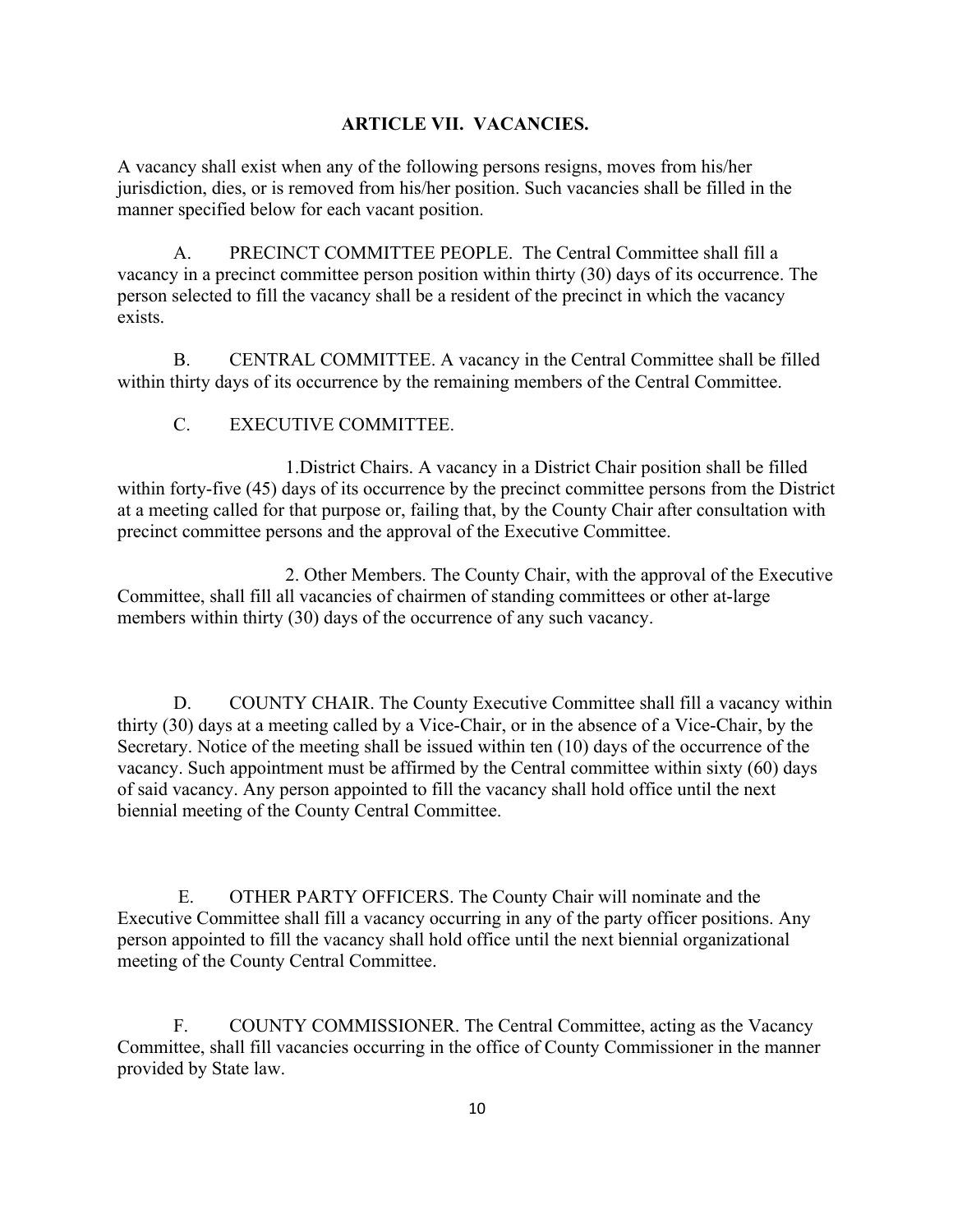## ARTICLE VII. VACANCIES.

A vacancy shall exist when any of the following persons resigns, moves from his/her jurisdiction, dies, or is removed from his/her position. Such vacancies shall be filled in the manner specified below for each vacant position.

A. PRECINCT COMMITTEE PEOPLE. The Central Committee shall fill a vacancy in a precinct committee person position within thirty (30) days of its occurrence. The person selected to fill the vacancy shall be a resident of the precinct in which the vacancy exists.

B. CENTRAL COMMITTEE. A vacancy in the Central Committee shall be filled within thirty days of its occurrence by the remaining members of the Central Committee.

C. EXECUTIVE COMMITTEE.

1. District Chairs. A vacancy in a District Chair position shall be filled within forty-five (45) days of its occurrence by the precinct committee persons from the District at a meeting called for that purpose or, failing that, by the County Chair after consultation with precinct committee persons and the approval of the Executive Committee.

2. Other Members. The County Chair, with the approval of the Executive Committee, shall fill all vacancies of chairmen of standing committees or other at-large members within thirty (30) days of the occurrence of any such vacancy.

D. COUNTY CHAIR. The County Executive Committee shall fill a vacancy within thirty (30) days at a meeting called by a Vice-Chair, or in the absence of a Vice-Chair, by the Secretary. Notice of the meeting shall be issued within ten (10) days of the occurrence of the vacancy. Such appointment must be affirmed by the Central committee within sixty (60) days of said vacancy. Any person appointed to fill the vacancy shall hold office until the next biennial meeting of the County Central Committee.

E. OTHER PARTY OFFICERS. The County Chair will nominate and the Executive Committee shall fill a vacancy occurring in any of the party officer positions. Any person appointed to fill the vacancy shall hold office until the next biennial organizational meeting of the County Central Committee.

F. COUNTY COMMISSIONER. The Central Committee, acting as the Vacancy Committee, shall fill vacancies occurring in the office of County Commissioner in the manner provided by State law.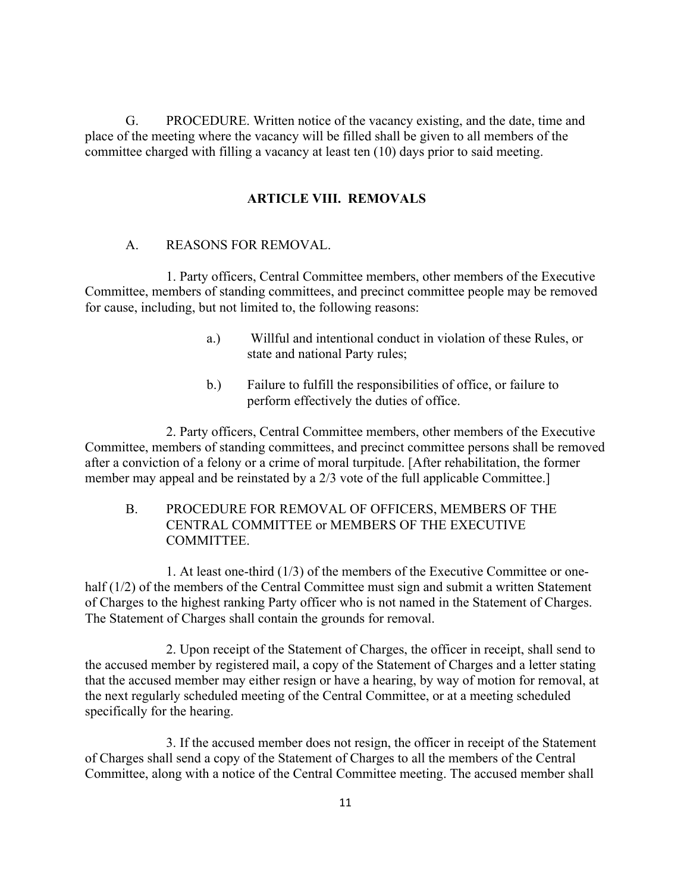G. PROCEDURE. Written notice of the vacancy existing, and the date, time and place of the meeting where the vacancy will be filled shall be given to all members of the committee charged with filling a vacancy at least ten (10) days prior to said meeting.

## ARTICLE VIII. REMOVALS

A. REASONS FOR REMOVAL.

1. Party officers, Central Committee members, other members of the Executive Committee, members of standing committees, and precinct committee people may be removed for cause, including, but not limited to, the following reasons:

a.) Willful and intentional conduct in violation of these Rules, or state and national Party rules;

b.) Failure to fulfill the responsibilities of office, or failure to perform effectively the duties of office.

2. Party officers, Central Committee members, other members of the Executive Committee, members of standing committees, and precinct committee persons shall be removed after a conviction of a felony or a crime of moral turpitude. [After rehabilitation, the former member may appeal and be reinstated by a 2/3 vote of the full applicable Committee.]

B. PROCEDURE FOR REMOVAL OF OFFICERS, MEMBERS OF THE CENTRAL COMMITTEE or MEMBERS OF THE EXECUTIVE COMMITTEE.

1. At least one-third (1/3) of the members of the Executive Committee or one-half (1/2) of the members of the Central Committee must sign and submit a written Statement of Charges to the highest ranking Party officer who is not named in the Statement of Charges. The Statement of Charges shall contain the grounds for removal.

2. Upon receipt of the Statement of Charges, the officer in receipt, shall send to the accused member by registered mail, a copy of the Statement of Charges and a letter stating that the accused member may either resign or have a hearing, by way of motion for removal, at the next regularly scheduled meeting of the Central Committee, or at a meeting scheduled specifically for the hearing.

3. If the accused member does not resign, the officer in receipt of the Statement of Charges shall send a copy of the Statement of Charges to all the members of the Central Committee, along with a notice of the Central Committee meeting. The accused member shall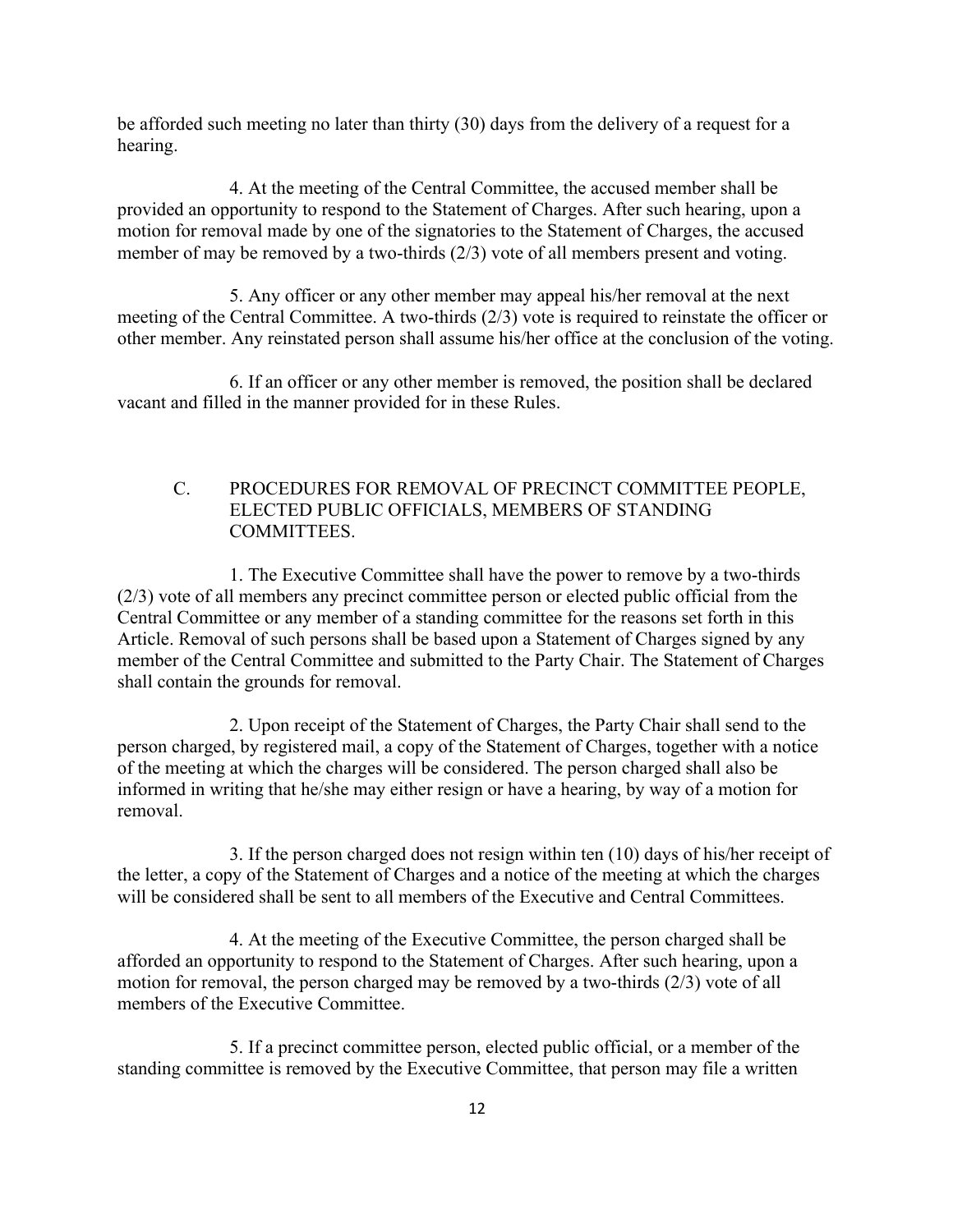be afforded such meeting no later than thirty (30) days from the delivery of a request for a hearing.

4. At the meeting of the Central Committee, the accused member shall be provided an opportunity to respond to the Statement of Charges. After such hearing, upon a motion for removal made by one of the signatories to the Statement of Charges, the accused member of may be removed by a two-thirds (2/3) vote of all members present and voting.

5. Any officer or any other member may appeal his/her removal at the next meeting of the Central Committee. A two-thirds (2/3) vote is required to reinstate the officer or other member. Any reinstated person shall assume his/her office at the conclusion of the voting.

6. If an officer or any other member is removed, the position shall be declared vacant and filled in the manner provided for in these Rules.

C. PROCEDURES FOR REMOVAL OF PRECINCT COMMITTEE PEOPLE, ELECTED PUBLIC OFFICIALS, MEMBERS OF STANDING COMMITTEES.

1. The Executive Committee shall have the power to remove by a two-thirds (2/3) vote of all members any precinct committee person or elected public official from the Central Committee or any member of a standing committee for the reasons set forth in this Article. Removal of such persons shall be based upon a Statement of Charges signed by any member of the Central Committee and submitted to the Party Chair. The Statement of Charges shall contain the grounds for removal.

2. Upon receipt of the Statement of Charges, the Party Chair shall send to the person charged, by registered mail, a copy of the Statement of Charges, together with a notice of the meeting at which the charges will be considered. The person charged shall also be informed in writing that he/she may either resign or have a hearing, by way of a motion for removal.

3. If the person charged does not resign within ten (10) days of his/her receipt of the letter, a copy of the Statement of Charges and a notice of the meeting at which the charges will be considered shall be sent to all members of the Executive and Central Committees.

4. At the meeting of the Executive Committee, the person charged shall be afforded an opportunity to respond to the Statement of Charges. After such hearing, upon a motion for removal, the person charged may be removed by a two-thirds (2/3) vote of all members of the Executive Committee.

5. If a precinct committee person, elected public official, or a member of the standing committee is removed by the Executive Committee, that person may file a written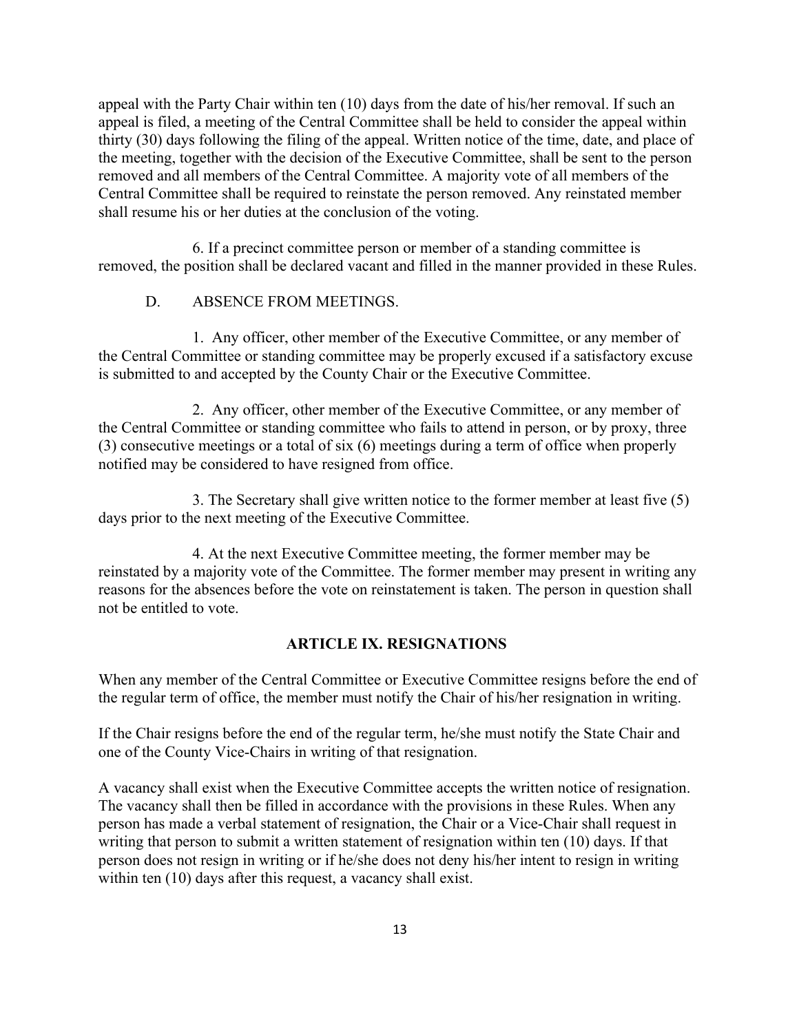appeal with the Party Chair within ten (10) days from the date of his/her removal. If such an appeal is filed, a meeting of the Central Committee shall be held to consider the appeal within thirty (30) days following the filing of the appeal. Written notice of the time, date, and place of the meeting, together with the decision of the Executive Committee, shall be sent to the person removed and all members of the Central Committee. A majority vote of all members of the Central Committee shall be required to reinstate the person removed. Any reinstated member shall resume his or her duties at the conclusion of the voting.

6. If a precinct committee person or member of a standing committee is removed, the position shall be declared vacant and filled in the manner provided in these Rules.

D. ABSENCE FROM MEETINGS.

1. Any officer, other member of the Executive Committee, or any member of the Central Committee or standing committee may be properly excused if a satisfactory excuse is submitted to and accepted by the County Chair or the Executive Committee.

2. Any officer, other member of the Executive Committee, or any member of the Central Committee or standing committee who fails to attend in person, or by proxy, three (3) consecutive meetings or a total of six (6) meetings during a term of office when properly notified may be considered to have resigned from office.

3. The Secretary shall give written notice to the former member at least five (5) days prior to the next meeting of the Executive Committee.

4. At the next Executive Committee meeting, the former member may be reinstated by a majority vote of the Committee. The former member may present in writing any reasons for the absences before the vote on reinstatement is taken. The person in question shall not be entitled to vote.

## ARTICLE IX. RESIGNATIONS

When any member of the Central Committee or Executive Committee resigns before the end of the regular term of office, the member must notify the Chair of his/her resignation in writing.

If the Chair resigns before the end of the regular term, he/she must notify the State Chair and one of the County Vice-Chairs in writing of that resignation.

A vacancy shall exist when the Executive Committee accepts the written notice of resignation. The vacancy shall then be filled in accordance with the provisions in these Rules. When any person has made a verbal statement of resignation, the Chair or a Vice-Chair shall request in writing that person to submit a written statement of resignation within ten (10) days. If that person does not resign in writing or if he/she does not deny his/her intent to resign in writing within ten (10) days after this request, a vacancy shall exist.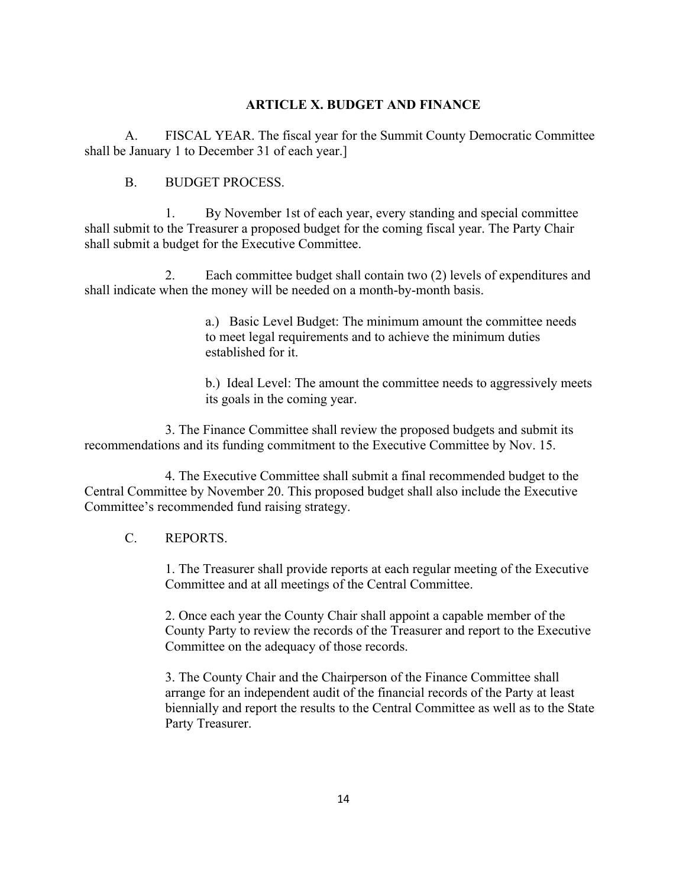## ARTICLE X. BUDGET AND FINANCE

A. FISCAL YEAR. The fiscal year for the Summit County Democratic Committee shall be January 1 to December 31 of each year.]

B. BUDGET PROCESS.

1. By November 1st of each year, every standing and special committee shall submit to the Treasurer a proposed budget for the coming fiscal year. The Party Chair shall submit a budget for the Executive Committee.

2. Each committee budget shall contain two (2) levels of expenditures and shall indicate when the money will be needed on a month-by-month basis.

a.) Basic Level Budget: The minimum amount the committee needs to meet legal requirements and to achieve the minimum duties established for it.

b.) Ideal Level: The amount the committee needs to aggressively meets its goals in the coming year.

3. The Finance Committee shall review the proposed budgets and submit its recommendations and its funding commitment to the Executive Committee by Nov. 15.

4. The Executive Committee shall submit a final recommended budget to the Central Committee by November 20. This proposed budget shall also include the Executive Committee's recommended fund raising strategy.

C. REPORTS.

1. The Treasurer shall provide reports at each regular meeting of the Executive Committee and at all meetings of the Central Committee.

2. Once each year the County Chair shall appoint a capable member of the County Party to review the records of the Treasurer and report to the Executive Committee on the adequacy of those records.

3. The County Chair and the Chairperson of the Finance Committee shall arrange for an independent audit of the financial records of the Party at least biennially and report the results to the Central Committee as well as to the State Party Treasurer.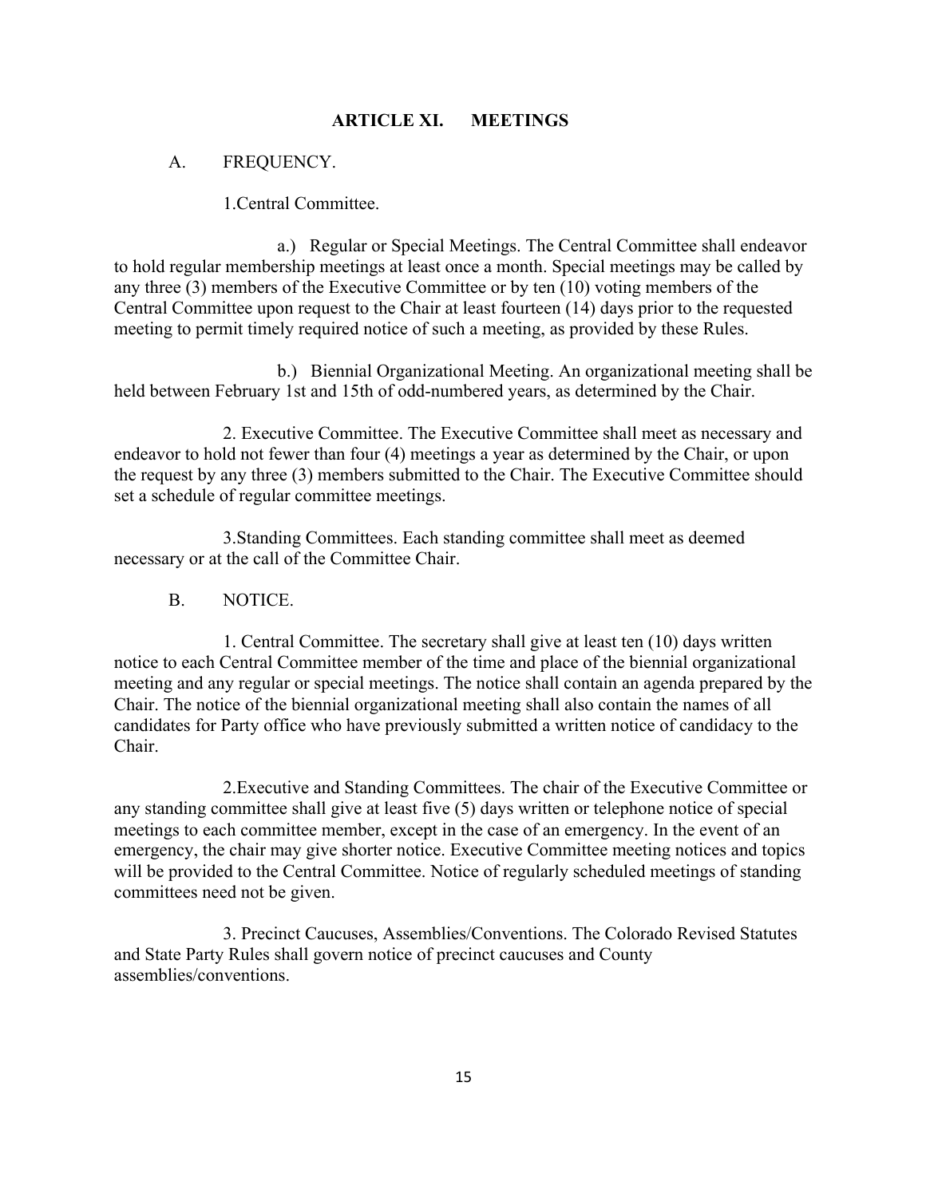## ARTICLE XI. MEETINGS

A. FREQUENCY.

1.Central Committee.

a.) Regular or Special Meetings. The Central Committee shall endeavor to hold regular membership meetings at least once a month. Special meetings may be called by any three (3) members of the Executive Committee or by ten (10) voting members of the Central Committee upon request to the Chair at least fourteen (14) days prior to the requested meeting to permit timely required notice of such a meeting, as provided by these Rules.

b.) Biennial Organizational Meeting. An organizational meeting shall be held between February 1st and 15th of odd-numbered years, as determined by the Chair.

2. Executive Committee. The Executive Committee shall meet as necessary and endeavor to hold not fewer than four (4) meetings a year as determined by the Chair, or upon the request by any three (3) members submitted to the Chair. The Executive Committee should set a schedule of regular committee meetings.

3.Standing Committees. Each standing committee shall meet as deemed necessary or at the call of the Committee Chair.

B. NOTICE.

1. Central Committee. The secretary shall give at least ten (10) days written notice to each Central Committee member of the time and place of the biennial organizational meeting and any regular or special meetings. The notice shall contain an agenda prepared by the Chair. The notice of the biennial organizational meeting shall also contain the names of all candidates for Party office who have previously submitted a written notice of candidacy to the Chair.

2.Executive and Standing Committees. The chair of the Executive Committee or any standing committee shall give at least five (5) days written or telephone notice of special meetings to each committee member, except in the case of an emergency. In the event of an emergency, the chair may give shorter notice. Executive Committee meeting notices and topics will be provided to the Central Committee. Notice of regularly scheduled meetings of standing committees need not be given.

3. Precinct Caucuses, Assemblies/Conventions. The Colorado Revised Statutes and State Party Rules shall govern notice of precinct caucuses and County assemblies/conventions.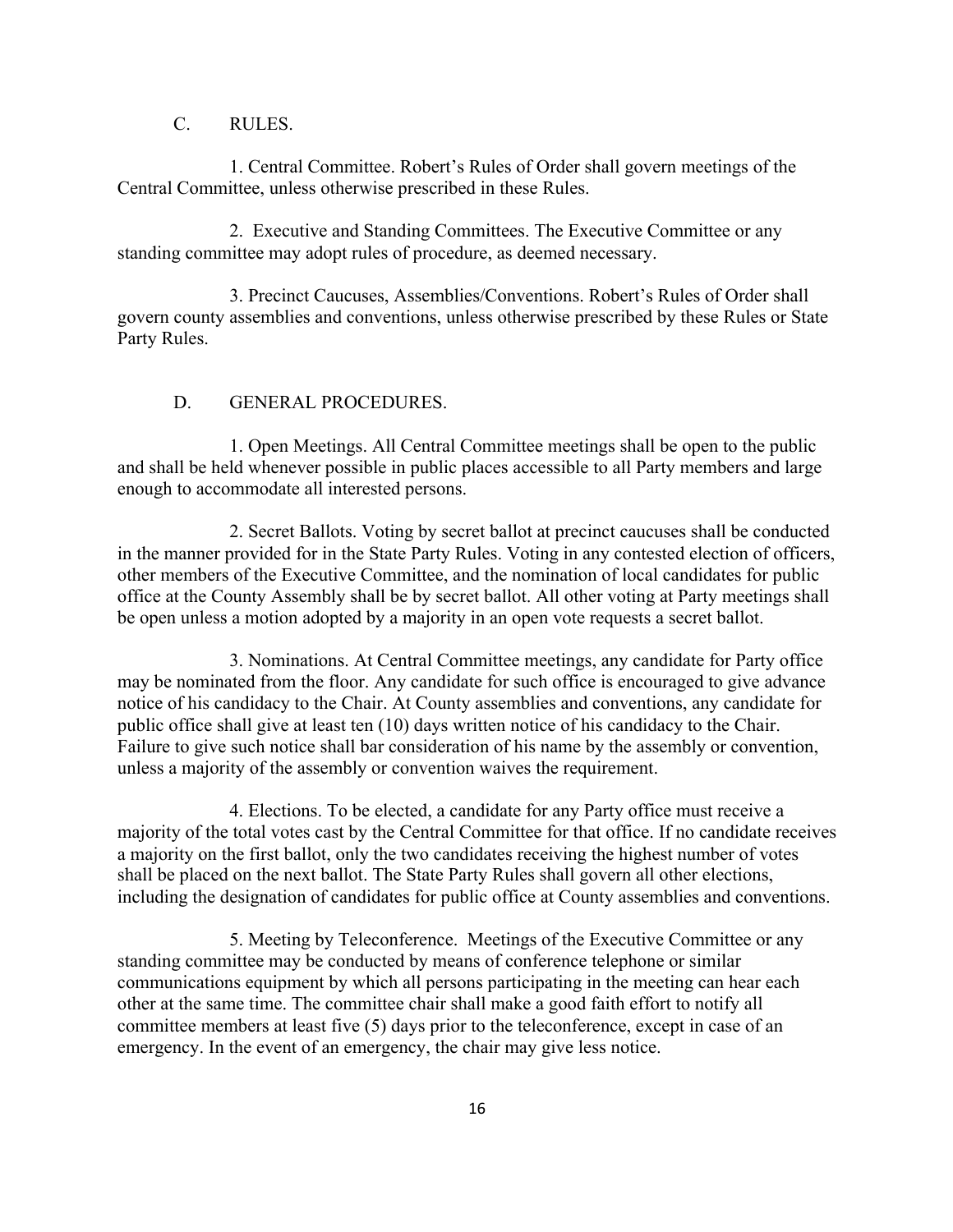## C. RULES.

1. Central Committee. Robert's Rules of Order shall govern meetings of the Central Committee, unless otherwise prescribed in these Rules.

2. Executive and Standing Committees. The Executive Committee or any standing committee may adopt rules of procedure, as deemed necessary.

3. Precinct Caucuses, Assemblies/Conventions. Robert's Rules of Order shall govern county assemblies and conventions, unless otherwise prescribed by these Rules or State Party Rules.

## D. GENERAL PROCEDURES.

1. Open Meetings. All Central Committee meetings shall be open to the public and shall be held whenever possible in public places accessible to all Party members and large enough to accommodate all interested persons.

2. Secret Ballots. Voting by secret ballot at precinct caucuses shall be conducted in the manner provided for in the State Party Rules. Voting in any contested election of officers, other members of the Executive Committee, and the nomination of local candidates for public office at the County Assembly shall be by secret ballot. All other voting at Party meetings shall be open unless a motion adopted by a majority in an open vote requests a secret ballot.

3. Nominations. At Central Committee meetings, any candidate for Party office may be nominated from the floor. Any candidate for such office is encouraged to give advance notice of his candidacy to the Chair. At County assemblies and conventions, any candidate for public office shall give at least ten (10) days written notice of his candidacy to the Chair. Failure to give such notice shall bar consideration of his name by the assembly or convention, unless a majority of the assembly or convention waives the requirement.

4. Elections. To be elected, a candidate for any Party office must receive a majority of the total votes cast by the Central Committee for that office. If no candidate receives a majority on the first ballot, only the two candidates receiving the highest number of votes shall be placed on the next ballot. The State Party Rules shall govern all other elections, including the designation of candidates for public office at County assemblies and conventions.

5. Meeting by Teleconference. Meetings of the Executive Committee or any standing committee may be conducted by means of conference telephone or similar communications equipment by which all persons participating in the meeting can hear each other at the same time. The committee chair shall make a good faith effort to notify all committee members at least five (5) days prior to the teleconference, except in case of an emergency. In the event of an emergency, the chair may give less notice.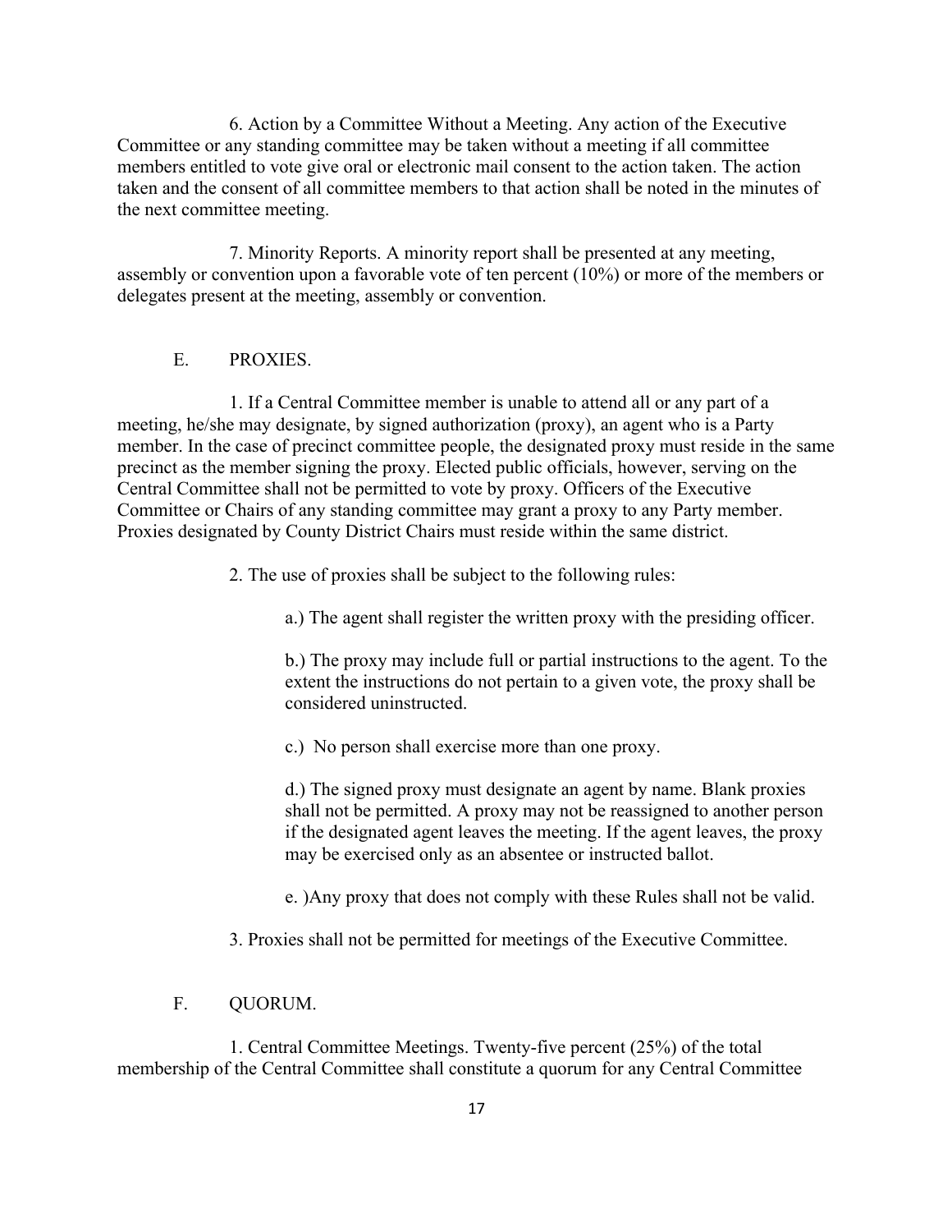6. Action by a Committee Without a Meeting. Any action of the Executive Committee or any standing committee may be taken without a meeting if all committee members entitled to vote give oral or electronic mail consent to the action taken. The action taken and the consent of all committee members to that action shall be noted in the minutes of the next committee meeting.

7. Minority Reports. A minority report shall be presented at any meeting, assembly or convention upon a favorable vote of ten percent (10%) or more of the members or delegates present at the meeting, assembly or convention.

## E. PROXIES.

1. If a Central Committee member is unable to attend all or any part of a meeting, he/she may designate, by signed authorization (proxy), an agent who is a Party member. In the case of precinct committee people, the designated proxy must reside in the same precinct as the member signing the proxy. Elected public officials, however, serving on the Central Committee shall not be permitted to vote by proxy. Officers of the Executive Committee or Chairs of any standing committee may grant a proxy to any Party member. Proxies designated by County District Chairs must reside within the same district.

2. The use of proxies shall be subject to the following rules:

a.) The agent shall register the written proxy with the presiding officer.

b.) The proxy may include full or partial instructions to the agent. To the extent the instructions do not pertain to a given vote, the proxy shall be considered uninstructed.

c.) No person shall exercise more than one proxy.

d.) The signed proxy must designate an agent by name. Blank proxies shall not be permitted. A proxy may not be reassigned to another person if the designated agent leaves the meeting. If the agent leaves, the proxy may be exercised only as an absentee or instructed ballot.

e. )Any proxy that does not comply with these Rules shall not be valid.

3. Proxies shall not be permitted for meetings of the Executive Committee.

## F. QUORUM.

1. Central Committee Meetings. Twenty-five percent (25%) of the total membership of the Central Committee shall constitute a quorum for any Central Committee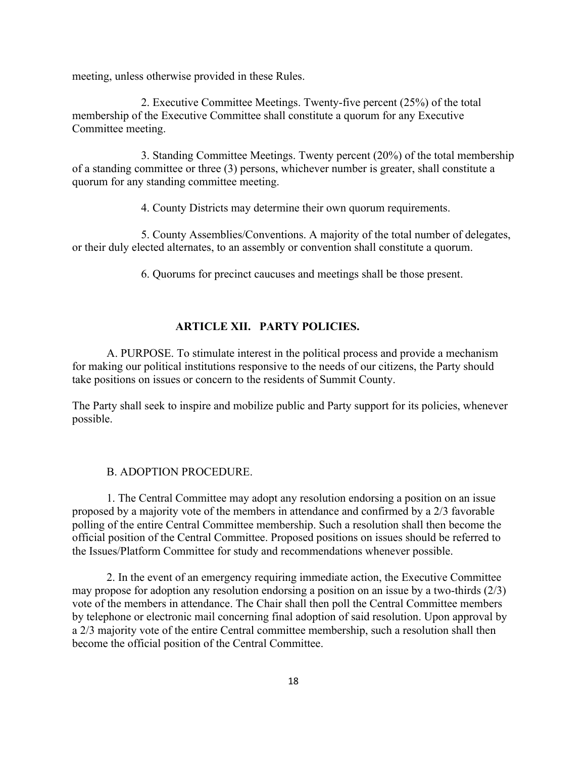meeting, unless otherwise provided in these Rules.

2. Executive Committee Meetings. Twenty-five percent (25%) of the total membership of the Executive Committee shall constitute a quorum for any Executive Committee meeting.

3. Standing Committee Meetings. Twenty percent (20%) of the total membership of a standing committee or three (3) persons, whichever number is greater, shall constitute a quorum for any standing committee meeting.

4. County Districts may determine their own quorum requirements.

5. County Assemblies/Conventions. A majority of the total number of delegates, or their duly elected alternates, to an assembly or convention shall constitute a quorum.

6. Quorums for precinct caucuses and meetings shall be those present.

## ARTICLE XII. PARTY POLICIES.

A. PURPOSE. To stimulate interest in the political process and provide a mechanism for making our political institutions responsive to the needs of our citizens, the Party should take positions on issues or concern to the residents of Summit County.

The Party shall seek to inspire and mobilize public and Party support for its policies, whenever possible.

B. ADOPTION PROCEDURE.

1. The Central Committee may adopt any resolution endorsing a position on an issue proposed by a majority vote of the members in attendance and confirmed by a 2/3 favorable polling of the entire Central Committee membership. Such a resolution shall then become the official position of the Central Committee. Proposed positions on issues should be referred to the Issues/Platform Committee for study and recommendations whenever possible.

2. In the event of an emergency requiring immediate action, the Executive Committee may propose for adoption any resolution endorsing a position on an issue by a two-thirds (2/3) vote of the members in attendance. The Chair shall then poll the Central Committee members by telephone or electronic mail concerning final adoption of said resolution. Upon approval by a 2/3 majority vote of the entire Central committee membership, such a resolution shall then become the official position of the Central Committee.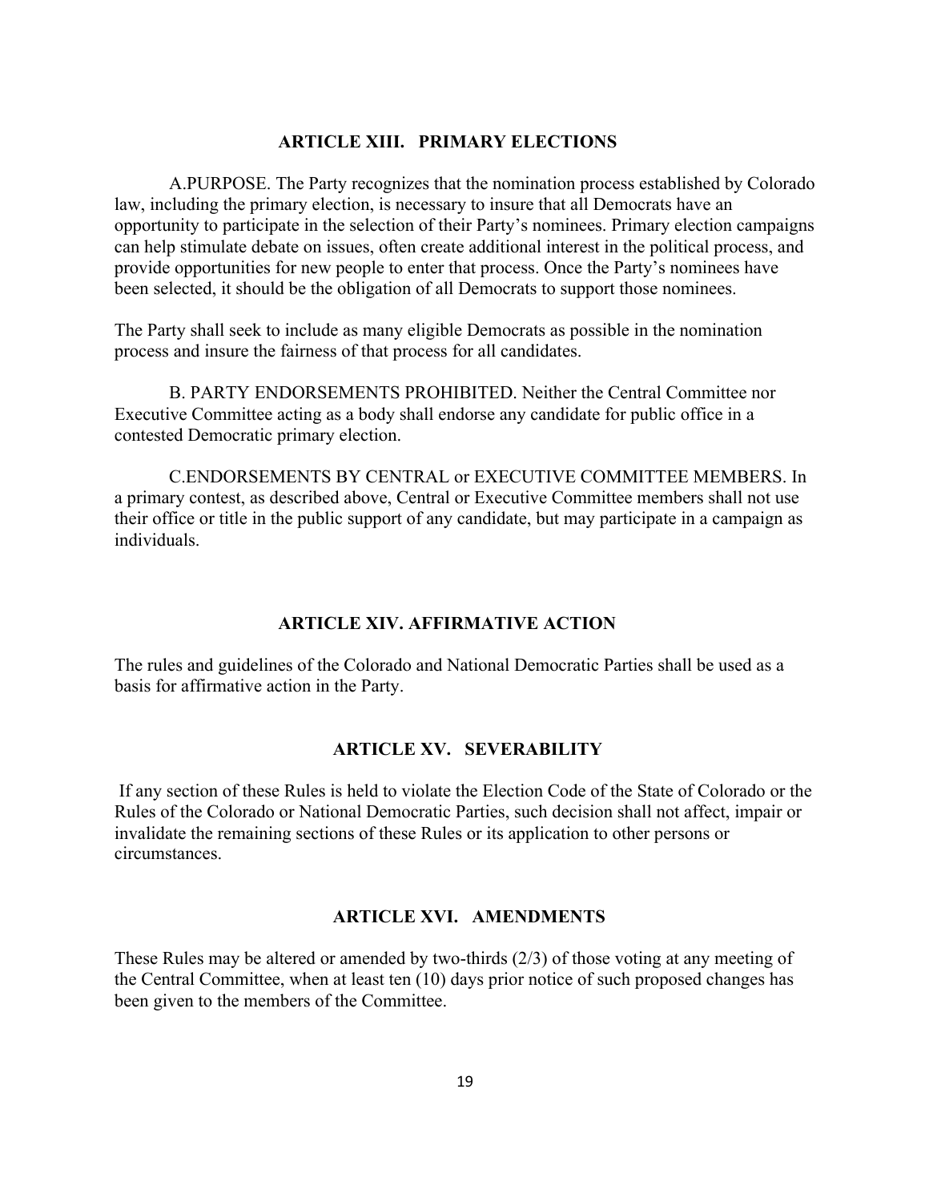## ARTICLE XIII. PRIMARY ELECTIONS

A.PURPOSE. The Party recognizes that the nomination process established by Colorado law, including the primary election, is necessary to insure that all Democrats have an opportunity to participate in the selection of their Party's nominees. Primary election campaigns can help stimulate debate on issues, often create additional interest in the political process, and provide opportunities for new people to enter that process. Once the Party's nominees have been selected, it should be the obligation of all Democrats to support those nominees.

The Party shall seek to include as many eligible Democrats as possible in the nomination process and insure the fairness of that process for all candidates.

B. PARTY ENDORSEMENTS PROHIBITED. Neither the Central Committee nor Executive Committee acting as a body shall endorse any candidate for public office in a contested Democratic primary election.

C.ENDORSEMENTS BY CENTRAL or EXECUTIVE COMMITTEE MEMBERS. In a primary contest, as described above, Central or Executive Committee members shall not use their office or title in the public support of any candidate, but may participate in a campaign as individuals.

## ARTICLE XIV. AFFIRMATIVE ACTION

The rules and guidelines of the Colorado and National Democratic Parties shall be used as a basis for affirmative action in the Party.

## ARTICLE XV. SEVERABILITY

If any section of these Rules is held to violate the Election Code of the State of Colorado or the Rules of the Colorado or National Democratic Parties, such decision shall not affect, impair or invalidate the remaining sections of these Rules or its application to other persons or circumstances.

## ARTICLE XVI. AMENDMENTS

These Rules may be altered or amended by two-thirds (2/3) of those voting at any meeting of the Central Committee, when at least ten (10) days prior notice of such proposed changes has been given to the members of the Committee.